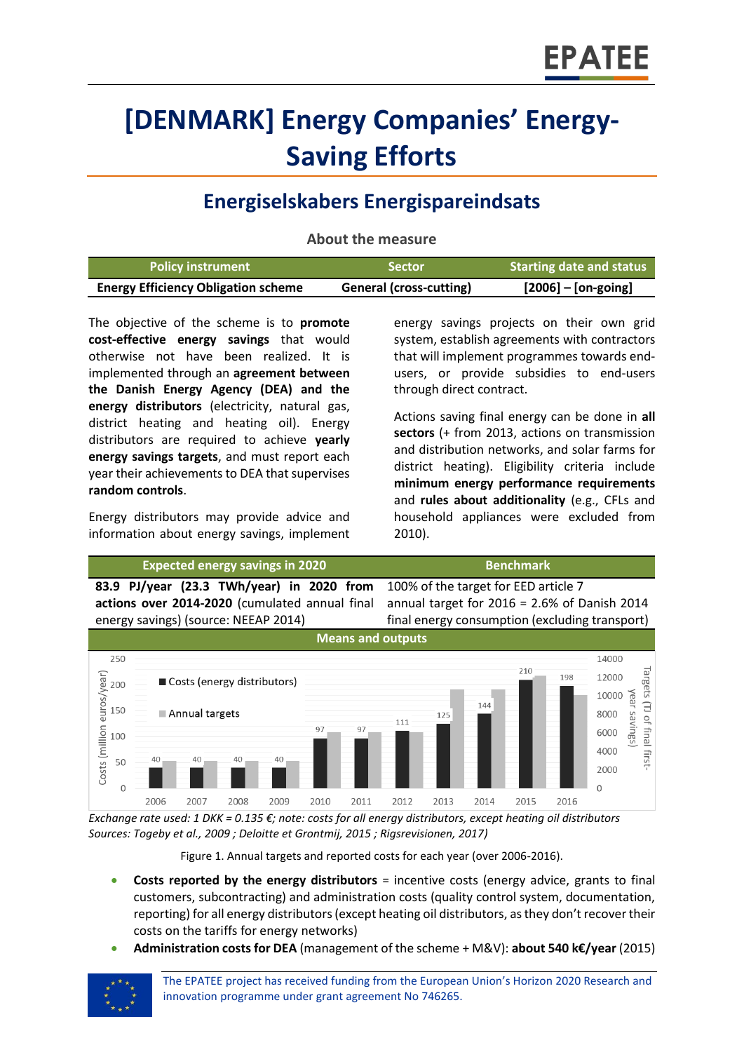# [DENMARK] Energy Companies' Energy-Saving Efforts

## Energiselskabers Energispareindsats

### About the measure

| Policy instrument | Sector | Starting date and status |
|---|---|---|
| **Energy Efficiency Obligation scheme** | **General (cross-cutting)** | **[2006] – [on-going]** |

The objective of the scheme is to **promote cost-effective energy savings** that would otherwise not have been realized. It is implemented through an **agreement between the Danish Energy Agency (DEA) and the energy distributors** (electricity, natural gas, district heating and heating oil). Energy distributors are required to achieve **yearly energy savings targets**, and must report each year their achievements to DEA that supervises **random controls**.

Energy distributors may provide advice and information about energy savings, implement energy savings projects on their own grid system, establish agreements with contractors that will implement programmes towards end-users, or provide subsidies to end-users through direct contract.

Actions saving final energy can be done in **all sectors** (+ from 2013, actions on transmission and distribution networks, and solar farms for district heating). Eligibility criteria include **minimum energy performance requirements** and **rules about additionality** (e.g., CFLs and household appliances were excluded from 2010).

| Expected energy savings in 2020 | Benchmark |
|---|---|
| **83.9 PJ/year (23.3 TWh/year) in 2020 from actions over 2014-2020** (cumulated annual final energy savings) (source: NEEAP 2014) | 100% of the target for EED article 7<br>annual target for 2016 = 2.6% of Danish 2014 final energy consumption (excluding transport) |

**Means and outputs**

| Year | Costs (energy distributors) (million euros/year) |
|---|---|
| 2006 | 40 |
| 2007 | 40 |
| 2008 | 40 |
| 2009 | 40 |
| 2010 | 97 |
| 2011 | 97 |
| 2012 | 111 |
| 2013 | 125 |
| 2014 | 144 |
| 2015 | 210 |
| 2016 | 198 |

*Exchange rate used: 1 DKK = 0.135 €; note: costs for all energy distributors, except heating oil distributors*
*Sources: Togeby et al., 2009 ; Deloitte et Grontmij, 2015 ; Rigsrevisionen, 2017)*

Figure 1. Annual targets and reported costs for each year (over 2006-2016).

- **Costs reported by the energy distributors** = incentive costs (energy advice, grants to final customers, subcontracting) and administration costs (quality control system, documentation, reporting) for all energy distributors (except heating oil distributors, as they don't recover their costs on the tariffs for energy networks)
- **Administration costs for DEA** (management of the scheme + M&V): **about 540 k€/year** (2015)

The EPATEE project has received funding from the European Union's Horizon 2020 Research and innovation programme under grant agreement No 746265.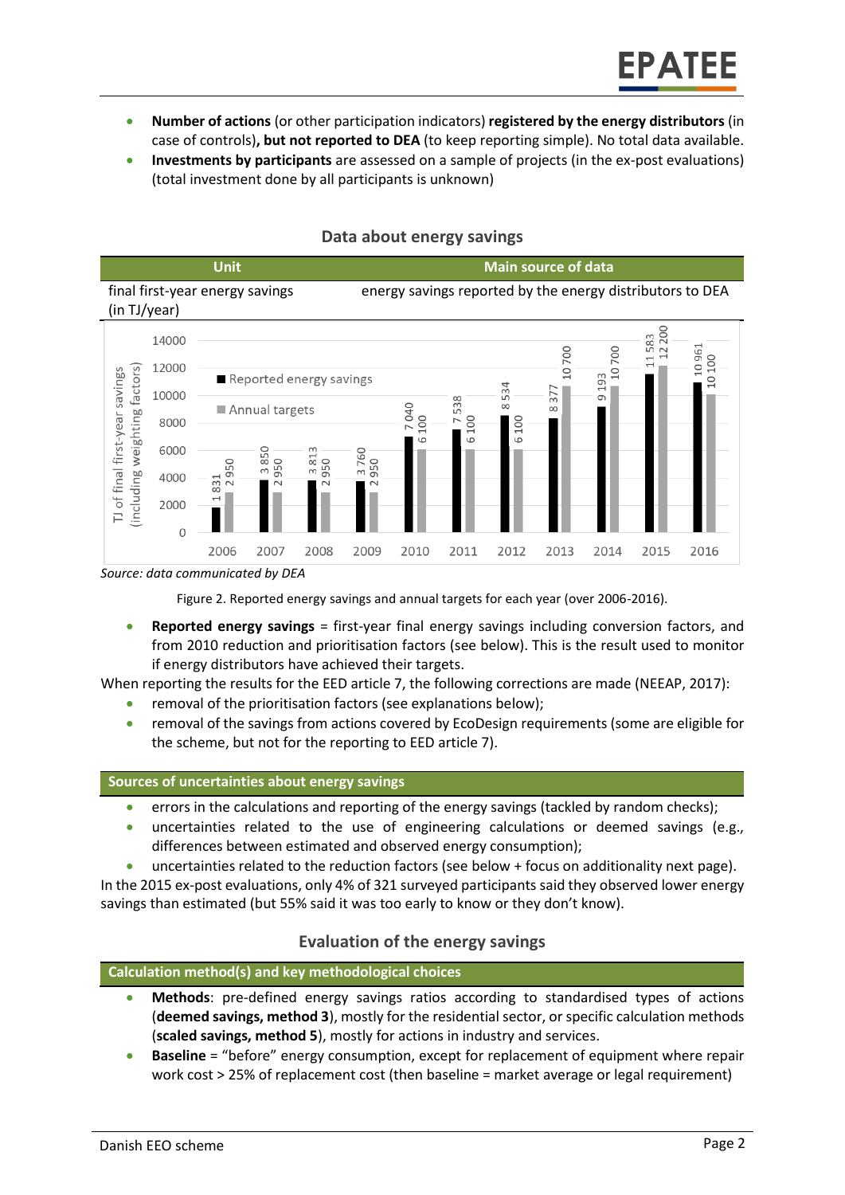- **Number of actions** (or other participation indicators) **registered by the energy distributors** (in case of controls)**, but not reported to DEA** (to keep reporting simple). No total data available.
- **Investments by participants** are assessed on a sample of projects (in the ex-post evaluations) (total investment done by all participants is unknown)

## Data about energy savings

| Unit | Main source of data |
| --- | --- |
| final first-year energy savings (in TJ/year) | energy savings reported by the energy distributors to DEA |

TJ of final first-year savings (including weighting factors)

| Year | Reported energy savings | Annual targets |
| --- | --- | --- |
| 2006 | 1 831 | 2 950 |
| 2007 | 3 850 | 2 950 |
| 2008 | 3 813 | 2 950 |
| 2009 | 3 760 | 2 950 |
| 2010 | 7 040 | 6 100 |
| 2011 | 7 538 | 6 100 |
| 2012 | 8 534 | 6 100 |
| 2013 | 8 377 | 10 700 |
| 2014 | 9 193 | 10 700 |
| 2015 | 11 583 | 12 200 |
| 2016 | 10 961 | 10 100 |

*Source: data communicated by DEA*

Figure 2. Reported energy savings and annual targets for each year (over 2006-2016).

- **Reported energy savings** = first-year final energy savings including conversion factors, and from 2010 reduction and prioritisation factors (see below). This is the result used to monitor if energy distributors have achieved their targets.

When reporting the results for the EED article 7, the following corrections are made (NEEAP, 2017):

- removal of the prioritisation factors (see explanations below);
- removal of the savings from actions covered by EcoDesign requirements (some are eligible for the scheme, but not for the reporting to EED article 7).

### Sources of uncertainties about energy savings

- errors in the calculations and reporting of the energy savings (tackled by random checks);
- uncertainties related to the use of engineering calculations or deemed savings (e.g., differences between estimated and observed energy consumption);
- uncertainties related to the reduction factors (see below + focus on additionality next page).

In the 2015 ex-post evaluations, only 4% of 321 surveyed participants said they observed lower energy savings than estimated (but 55% said it was too early to know or they don't know).

## Evaluation of the energy savings

### Calculation method(s) and key methodological choices

- **Methods**: pre-defined energy savings ratios according to standardised types of actions (**deemed savings, method 3**), mostly for the residential sector, or specific calculation methods (**scaled savings, method 5**), mostly for actions in industry and services.
- **Baseline** = "before" energy consumption, except for replacement of equipment where repair work cost > 25% of replacement cost (then baseline = market average or legal requirement)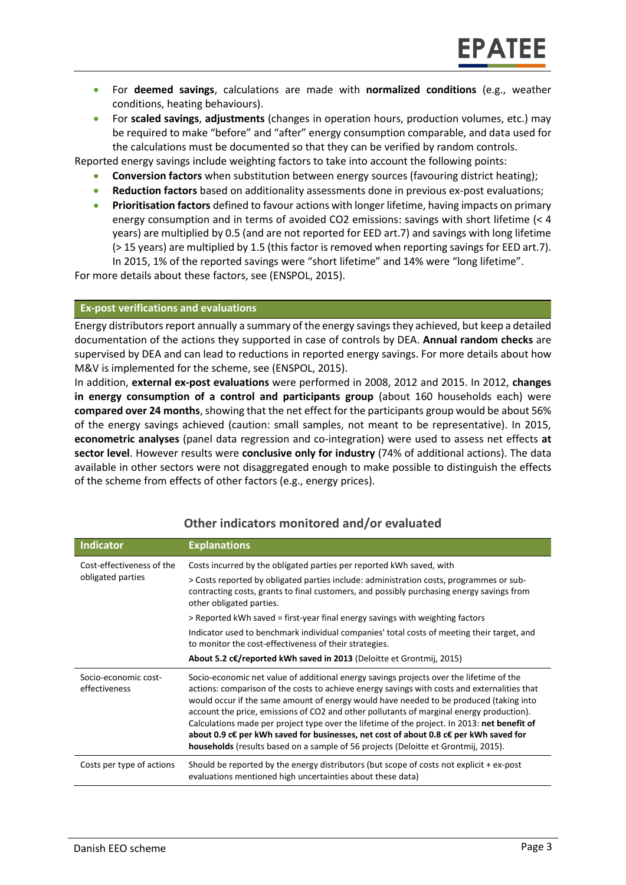- For **deemed savings**, calculations are made with **normalized conditions** (e.g., weather conditions, heating behaviours).
- For **scaled savings**, **adjustments** (changes in operation hours, production volumes, etc.) may be required to make "before" and "after" energy consumption comparable, and data used for the calculations must be documented so that they can be verified by random controls.

Reported energy savings include weighting factors to take into account the following points:

- **Conversion factors** when substitution between energy sources (favouring district heating);
- **Reduction factors** based on additionality assessments done in previous ex-post evaluations;
- **Prioritisation factors** defined to favour actions with longer lifetime, having impacts on primary energy consumption and in terms of avoided $CO_2$ emissions: savings with short lifetime (< 4 years) are multiplied by 0.5 (and are not reported for EED art.7) and savings with long lifetime (> 15 years) are multiplied by 1.5 (this factor is removed when reporting savings for EED art.7). In 2015, 1% of the reported savings were "short lifetime" and 14% were "long lifetime".

For more details about these factors, see (ENSPOL, 2015).

## Ex-post verifications and evaluations

Energy distributors report annually a summary of the energy savings they achieved, but keep a detailed documentation of the actions they supported in case of controls by DEA. **Annual random checks** are supervised by DEA and can lead to reductions in reported energy savings. For more details about how M&V is implemented for the scheme, see (ENSPOL, 2015).

In addition, **external ex-post evaluations** were performed in 2008, 2012 and 2015. In 2012, **changes in energy consumption of a control and participants group** (about 160 households each) were **compared over 24 months**, showing that the net effect for the participants group would be about 56% of the energy savings achieved (caution: small samples, not meant to be representative). In 2015, **econometric analyses** (panel data regression and co-integration) were used to assess net effects **at sector level**. However results were **conclusive only for industry** (74% of additional actions). The data available in other sectors were not disaggregated enough to make possible to distinguish the effects of the scheme from effects of other factors (e.g., energy prices).

## Other indicators monitored and/or evaluated

| Indicator | Explanations |
|---|---|
| Cost-effectiveness of the obligated parties | Costs incurred by the obligated parties per reported kWh saved, with<br>> Costs reported by obligated parties include: administration costs, programmes or sub-contracting costs, grants to final customers, and possibly purchasing energy savings from other obligated parties.<br>> Reported kWh saved = first-year final energy savings with weighting factors<br>Indicator used to benchmark individual companies' total costs of meeting their target, and to monitor the cost-effectiveness of their strategies.<br>**About 5.2 c€/reported kWh saved in 2013** (Deloitte et Grontmij, 2015) |
| Socio-economic cost-effectiveness | Socio-economic net value of additional energy savings projects over the lifetime of the actions: comparison of the costs to achieve energy savings with costs and externalities that would occur if the same amount of energy would have needed to be produced (taking into account the price, emissions of $CO_2$ and other pollutants of marginal energy production). Calculations made per project type over the lifetime of the project. In 2013: **net benefit of about 0.9 c€ per kWh saved for businesses, net cost of about 0.8 c€ per kWh saved for households** (results based on a sample of 56 projects (Deloitte et Grontmij, 2015). |
| Costs per type of actions | Should be reported by the energy distributors (but scope of costs not explicit + ex-post evaluations mentioned high uncertainties about these data) |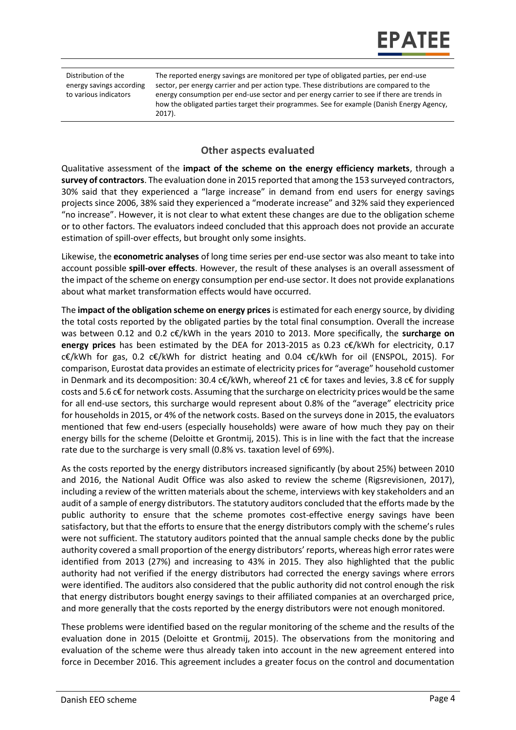| Distribution of the energy savings according to various indicators | The reported energy savings are monitored per type of obligated parties, per end-use sector, per energy carrier and per action type. These distributions are compared to the energy consumption per end-use sector and per energy carrier to see if there are trends in how the obligated parties target their programmes. See for example (Danish Energy Agency, 2017). |
|---|---|

## Other aspects evaluated

Qualitative assessment of the **impact of the scheme on the energy efficiency markets**, through a **survey of contractors**. The evaluation done in 2015 reported that among the 153 surveyed contractors, 30% said that they experienced a "large increase" in demand from end users for energy savings projects since 2006, 38% said they experienced a "moderate increase" and 32% said they experienced "no increase". However, it is not clear to what extent these changes are due to the obligation scheme or to other factors. The evaluators indeed concluded that this approach does not provide an accurate estimation of spill-over effects, but brought only some insights.

Likewise, the **econometric analyses** of long time series per end-use sector was also meant to take into account possible **spill-over effects**. However, the result of these analyses is an overall assessment of the impact of the scheme on energy consumption per end-use sector. It does not provide explanations about what market transformation effects would have occurred.

The **impact of the obligation scheme on energy prices** is estimated for each energy source, by dividing the total costs reported by the obligated parties by the total final consumption. Overall the increase was between 0.12 and 0.2 c€/kWh in the years 2010 to 2013. More specifically, the **surcharge on energy prices** has been estimated by the DEA for 2013-2015 as 0.23 c€/kWh for electricity, 0.17 c€/kWh for gas, 0.2 c€/kWh for district heating and 0.04 c€/kWh for oil (ENSPOL, 2015). For comparison, Eurostat data provides an estimate of electricity prices for "average" household customer in Denmark and its decomposition: 30.4 c€/kWh, whereof 21 c€ for taxes and levies, 3.8 c€ for supply costs and 5.6 c€ for network costs. Assuming that the surcharge on electricity prices would be the same for all end-use sectors, this surcharge would represent about 0.8% of the "average" electricity price for households in 2015, or 4% of the network costs. Based on the surveys done in 2015, the evaluators mentioned that few end-users (especially households) were aware of how much they pay on their energy bills for the scheme (Deloitte et Grontmij, 2015). This is in line with the fact that the increase rate due to the surcharge is very small (0.8% vs. taxation level of 69%).

As the costs reported by the energy distributors increased significantly (by about 25%) between 2010 and 2016, the National Audit Office was also asked to review the scheme (Rigsrevisionen, 2017), including a review of the written materials about the scheme, interviews with key stakeholders and an audit of a sample of energy distributors. The statutory auditors concluded that the efforts made by the public authority to ensure that the scheme promotes cost-effective energy savings have been satisfactory, but that the efforts to ensure that the energy distributors comply with the scheme's rules were not sufficient. The statutory auditors pointed that the annual sample checks done by the public authority covered a small proportion of the energy distributors' reports, whereas high error rates were identified from 2013 (27%) and increasing to 43% in 2015. They also highlighted that the public authority had not verified if the energy distributors had corrected the energy savings where errors were identified. The auditors also considered that the public authority did not control enough the risk that energy distributors bought energy savings to their affiliated companies at an overcharged price, and more generally that the costs reported by the energy distributors were not enough monitored.

These problems were identified based on the regular monitoring of the scheme and the results of the evaluation done in 2015 (Deloitte et Grontmij, 2015). The observations from the monitoring and evaluation of the scheme were thus already taken into account in the new agreement entered into force in December 2016. This agreement includes a greater focus on the control and documentation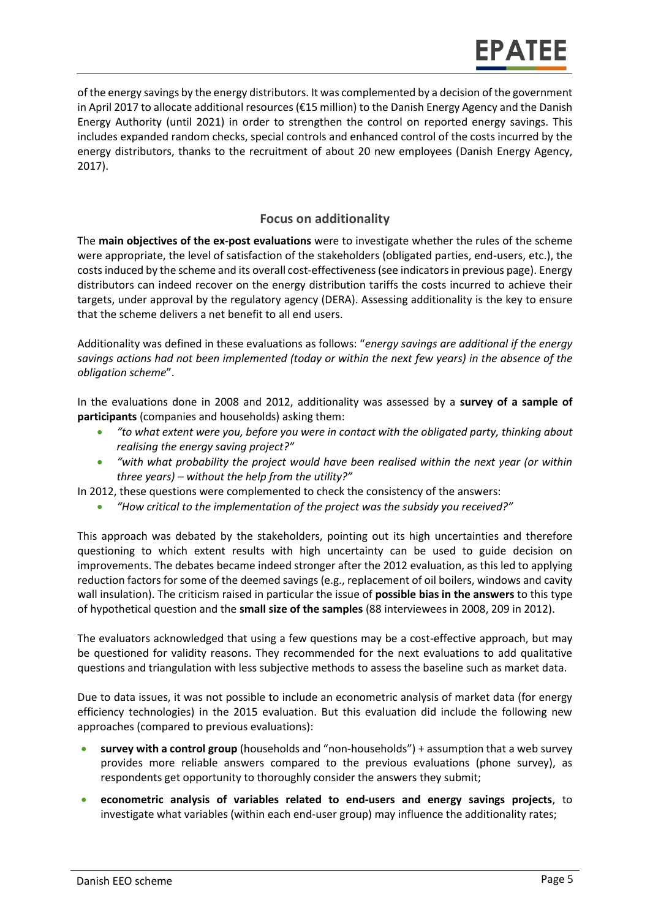of the energy savings by the energy distributors. It was complemented by a decision of the government in April 2017 to allocate additional resources (€15 million) to the Danish Energy Agency and the Danish Energy Authority (until 2021) in order to strengthen the control on reported energy savings. This includes expanded random checks, special controls and enhanced control of the costs incurred by the energy distributors, thanks to the recruitment of about 20 new employees (Danish Energy Agency, 2017).

## Focus on additionality

The **main objectives of the ex-post evaluations** were to investigate whether the rules of the scheme were appropriate, the level of satisfaction of the stakeholders (obligated parties, end-users, etc.), the costs induced by the scheme and its overall cost-effectiveness (see indicators in previous page). Energy distributors can indeed recover on the energy distribution tariffs the costs incurred to achieve their targets, under approval by the regulatory agency (DERA). Assessing additionality is the key to ensure that the scheme delivers a net benefit to all end users.

Additionality was defined in these evaluations as follows: "*energy savings are additional if the energy savings actions had not been implemented (today or within the next few years) in the absence of the obligation scheme*".

In the evaluations done in 2008 and 2012, additionality was assessed by a **survey of a sample of participants** (companies and households) asking them:

- *"to what extent were you, before you were in contact with the obligated party, thinking about realising the energy saving project?"*
- *"with what probability the project would have been realised within the next year (or within three years) – without the help from the utility?"*

In 2012, these questions were complemented to check the consistency of the answers:

- *"How critical to the implementation of the project was the subsidy you received?"*

This approach was debated by the stakeholders, pointing out its high uncertainties and therefore questioning to which extent results with high uncertainty can be used to guide decision on improvements. The debates became indeed stronger after the 2012 evaluation, as this led to applying reduction factors for some of the deemed savings (e.g., replacement of oil boilers, windows and cavity wall insulation). The criticism raised in particular the issue of **possible bias in the answers** to this type of hypothetical question and the **small size of the samples** (88 interviewees in 2008, 209 in 2012).

The evaluators acknowledged that using a few questions may be a cost-effective approach, but may be questioned for validity reasons. They recommended for the next evaluations to add qualitative questions and triangulation with less subjective methods to assess the baseline such as market data.

Due to data issues, it was not possible to include an econometric analysis of market data (for energy efficiency technologies) in the 2015 evaluation. But this evaluation did include the following new approaches (compared to previous evaluations):

- **survey with a control group** (households and "non-households") + assumption that a web survey provides more reliable answers compared to the previous evaluations (phone survey), as respondents get opportunity to thoroughly consider the answers they submit;
- **econometric analysis of variables related to end-users and energy savings projects**, to investigate what variables (within each end-user group) may influence the additionality rates;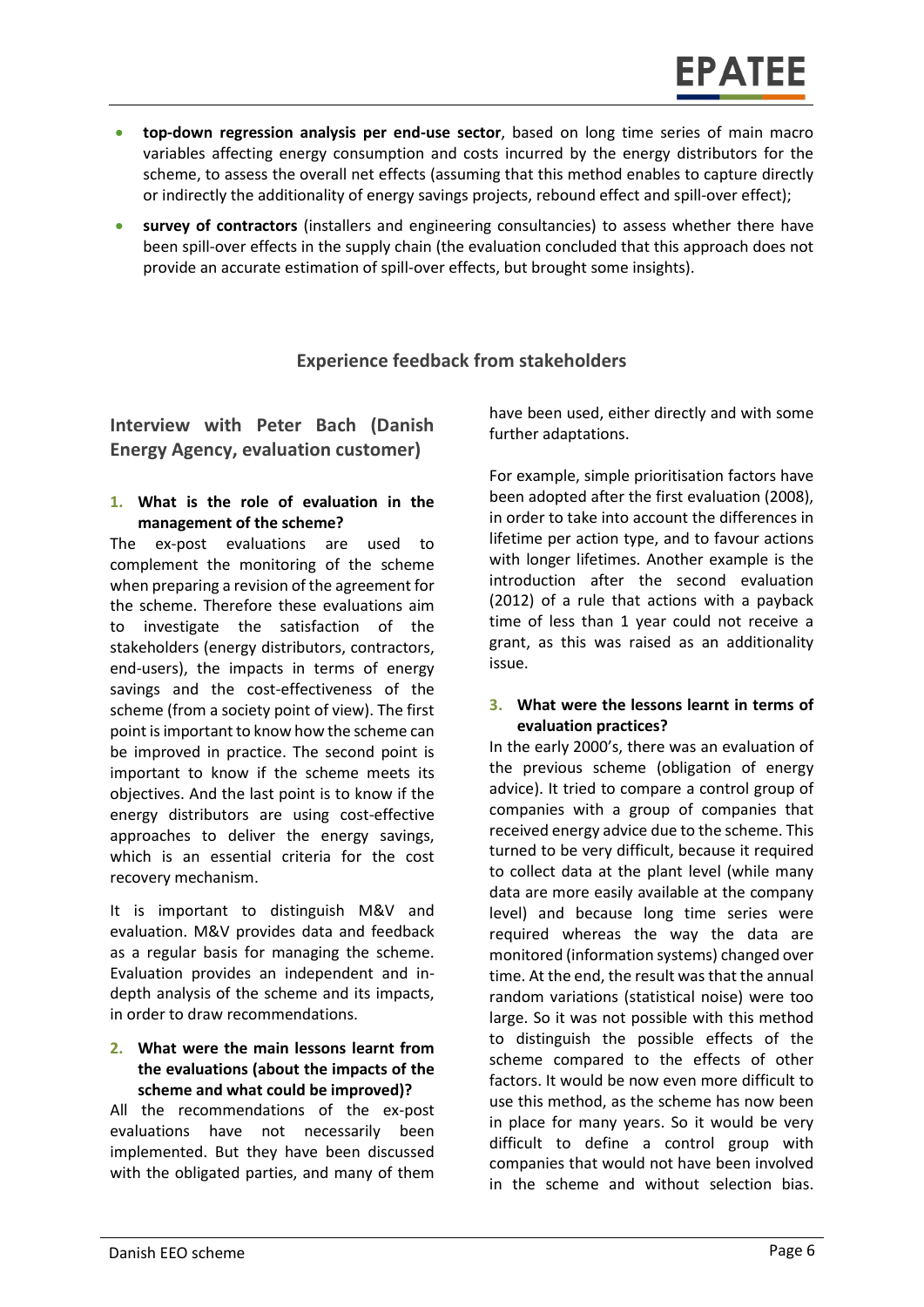- **top-down regression analysis per end-use sector**, based on long time series of main macro variables affecting energy consumption and costs incurred by the energy distributors for the scheme, to assess the overall net effects (assuming that this method enables to capture directly or indirectly the additionality of energy savings projects, rebound effect and spill-over effect);
- **survey of contractors** (installers and engineering consultancies) to assess whether there have been spill-over effects in the supply chain (the evaluation concluded that this approach does not provide an accurate estimation of spill-over effects, but brought some insights).

## Experience feedback from stakeholders

### Interview with Peter Bach (Danish Energy Agency, evaluation customer)

1. **What is the role of evaluation in the management of the scheme?**

The ex-post evaluations are used to complement the monitoring of the scheme when preparing a revision of the agreement for the scheme. Therefore these evaluations aim to investigate the satisfaction of the stakeholders (energy distributors, contractors, end-users), the impacts in terms of energy savings and the cost-effectiveness of the scheme (from a society point of view). The first point is important to know how the scheme can be improved in practice. The second point is important to know if the scheme meets its objectives. And the last point is to know if the energy distributors are using cost-effective approaches to deliver the energy savings, which is an essential criteria for the cost recovery mechanism.

It is important to distinguish M&V and evaluation. M&V provides data and feedback as a regular basis for managing the scheme. Evaluation provides an independent and in-depth analysis of the scheme and its impacts, in order to draw recommendations.

2. **What were the main lessons learnt from the evaluations (about the impacts of the scheme and what could be improved)?**

All the recommendations of the ex-post evaluations have not necessarily been implemented. But they have been discussed with the obligated parties, and many of them have been used, either directly and with some further adaptations.

For example, simple prioritisation factors have been adopted after the first evaluation (2008), in order to take into account the differences in lifetime per action type, and to favour actions with longer lifetimes. Another example is the introduction after the second evaluation (2012) of a rule that actions with a payback time of less than 1 year could not receive a grant, as this was raised as an additionality issue.

3. **What were the lessons learnt in terms of evaluation practices?**

In the early 2000's, there was an evaluation of the previous scheme (obligation of energy advice). It tried to compare a control group of companies with a group of companies that received energy advice due to the scheme. This turned to be very difficult, because it required to collect data at the plant level (while many data are more easily available at the company level) and because long time series were required whereas the way the data are monitored (information systems) changed over time. At the end, the result was that the annual random variations (statistical noise) were too large. So it was not possible with this method to distinguish the possible effects of the scheme compared to the effects of other factors. It would be now even more difficult to use this method, as the scheme has now been in place for many years. So it would be very difficult to define a control group with companies that would not have been involved in the scheme and without selection bias.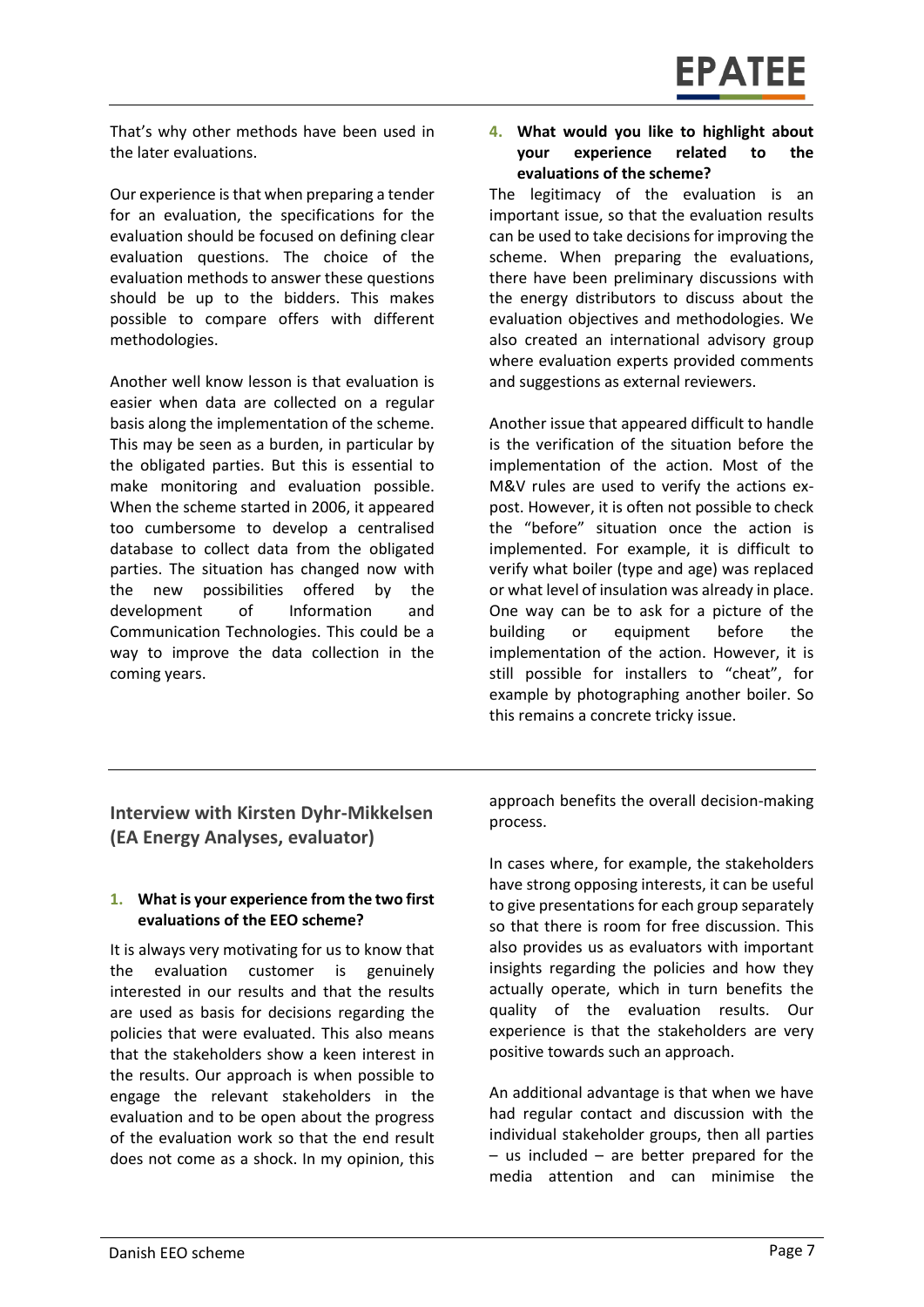That's why other methods have been used in the later evaluations.

Our experience is that when preparing a tender for an evaluation, the specifications for the evaluation should be focused on defining clear evaluation questions. The choice of the evaluation methods to answer these questions should be up to the bidders. This makes possible to compare offers with different methodologies.

Another well know lesson is that evaluation is easier when data are collected on a regular basis along the implementation of the scheme. This may be seen as a burden, in particular by the obligated parties. But this is essential to make monitoring and evaluation possible. When the scheme started in 2006, it appeared too cumbersome to develop a centralised database to collect data from the obligated parties. The situation has changed now with the new possibilities offered by the development of Information and Communication Technologies. This could be a way to improve the data collection in the coming years.

4. **What would you like to highlight about your experience related to the evaluations of the scheme?**

The legitimacy of the evaluation is an important issue, so that the evaluation results can be used to take decisions for improving the scheme. When preparing the evaluations, there have been preliminary discussions with the energy distributors to discuss about the evaluation objectives and methodologies. We also created an international advisory group where evaluation experts provided comments and suggestions as external reviewers.

Another issue that appeared difficult to handle is the verification of the situation before the implementation of the action. Most of the M&V rules are used to verify the actions ex-post. However, it is often not possible to check the "before" situation once the action is implemented. For example, it is difficult to verify what boiler (type and age) was replaced or what level of insulation was already in place. One way can be to ask for a picture of the building or equipment before the implementation of the action. However, it is still possible for installers to "cheat", for example by photographing another boiler. So this remains a concrete tricky issue.

## Interview with Kirsten Dyhr-Mikkelsen (EA Energy Analyses, evaluator)

1. **What is your experience from the two first evaluations of the EEO scheme?**

It is always very motivating for us to know that the evaluation customer is genuinely interested in our results and that the results are used as basis for decisions regarding the policies that were evaluated. This also means that the stakeholders show a keen interest in the results. Our approach is when possible to engage the relevant stakeholders in the evaluation and to be open about the progress of the evaluation work so that the end result does not come as a shock. In my opinion, this approach benefits the overall decision-making process.

In cases where, for example, the stakeholders have strong opposing interests, it can be useful to give presentations for each group separately so that there is room for free discussion. This also provides us as evaluators with important insights regarding the policies and how they actually operate, which in turn benefits the quality of the evaluation results. Our experience is that the stakeholders are very positive towards such an approach.

An additional advantage is that when we have had regular contact and discussion with the individual stakeholder groups, then all parties – us included – are better prepared for the media attention and can minimise the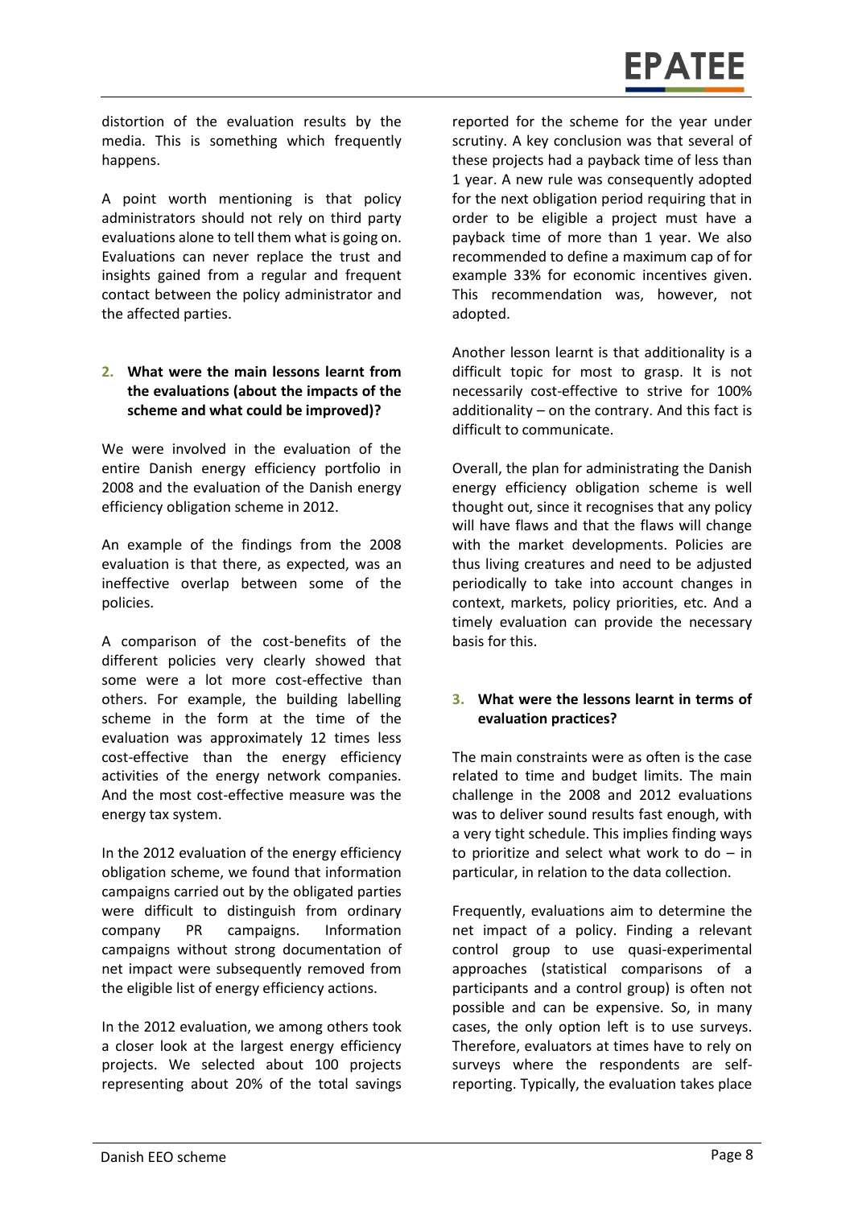distortion of the evaluation results by the media. This is something which frequently happens.

A point worth mentioning is that policy administrators should not rely on third party evaluations alone to tell them what is going on. Evaluations can never replace the trust and insights gained from a regular and frequent contact between the policy administrator and the affected parties.

**2. What were the main lessons learnt from the evaluations (about the impacts of the scheme and what could be improved)?**

We were involved in the evaluation of the entire Danish energy efficiency portfolio in 2008 and the evaluation of the Danish energy efficiency obligation scheme in 2012.

An example of the findings from the 2008 evaluation is that there, as expected, was an ineffective overlap between some of the policies.

A comparison of the cost-benefits of the different policies very clearly showed that some were a lot more cost-effective than others. For example, the building labelling scheme in the form at the time of the evaluation was approximately 12 times less cost-effective than the energy efficiency activities of the energy network companies. And the most cost-effective measure was the energy tax system.

In the 2012 evaluation of the energy efficiency obligation scheme, we found that information campaigns carried out by the obligated parties were difficult to distinguish from ordinary company PR campaigns. Information campaigns without strong documentation of net impact were subsequently removed from the eligible list of energy efficiency actions.

In the 2012 evaluation, we among others took a closer look at the largest energy efficiency projects. We selected about 100 projects representing about 20% of the total savings reported for the scheme for the year under scrutiny. A key conclusion was that several of these projects had a payback time of less than 1 year. A new rule was consequently adopted for the next obligation period requiring that in order to be eligible a project must have a payback time of more than 1 year. We also recommended to define a maximum cap of for example 33% for economic incentives given. This recommendation was, however, not adopted.

Another lesson learnt is that additionality is a difficult topic for most to grasp. It is not necessarily cost-effective to strive for 100% additionality – on the contrary. And this fact is difficult to communicate.

Overall, the plan for administrating the Danish energy efficiency obligation scheme is well thought out, since it recognises that any policy will have flaws and that the flaws will change with the market developments. Policies are thus living creatures and need to be adjusted periodically to take into account changes in context, markets, policy priorities, etc. And a timely evaluation can provide the necessary basis for this.

**3. What were the lessons learnt in terms of evaluation practices?**

The main constraints were as often is the case related to time and budget limits. The main challenge in the 2008 and 2012 evaluations was to deliver sound results fast enough, with a very tight schedule. This implies finding ways to prioritize and select what work to do – in particular, in relation to the data collection.

Frequently, evaluations aim to determine the net impact of a policy. Finding a relevant control group to use quasi-experimental approaches (statistical comparisons of a participants and a control group) is often not possible and can be expensive. So, in many cases, the only option left is to use surveys. Therefore, evaluators at times have to rely on surveys where the respondents are self-reporting. Typically, the evaluation takes place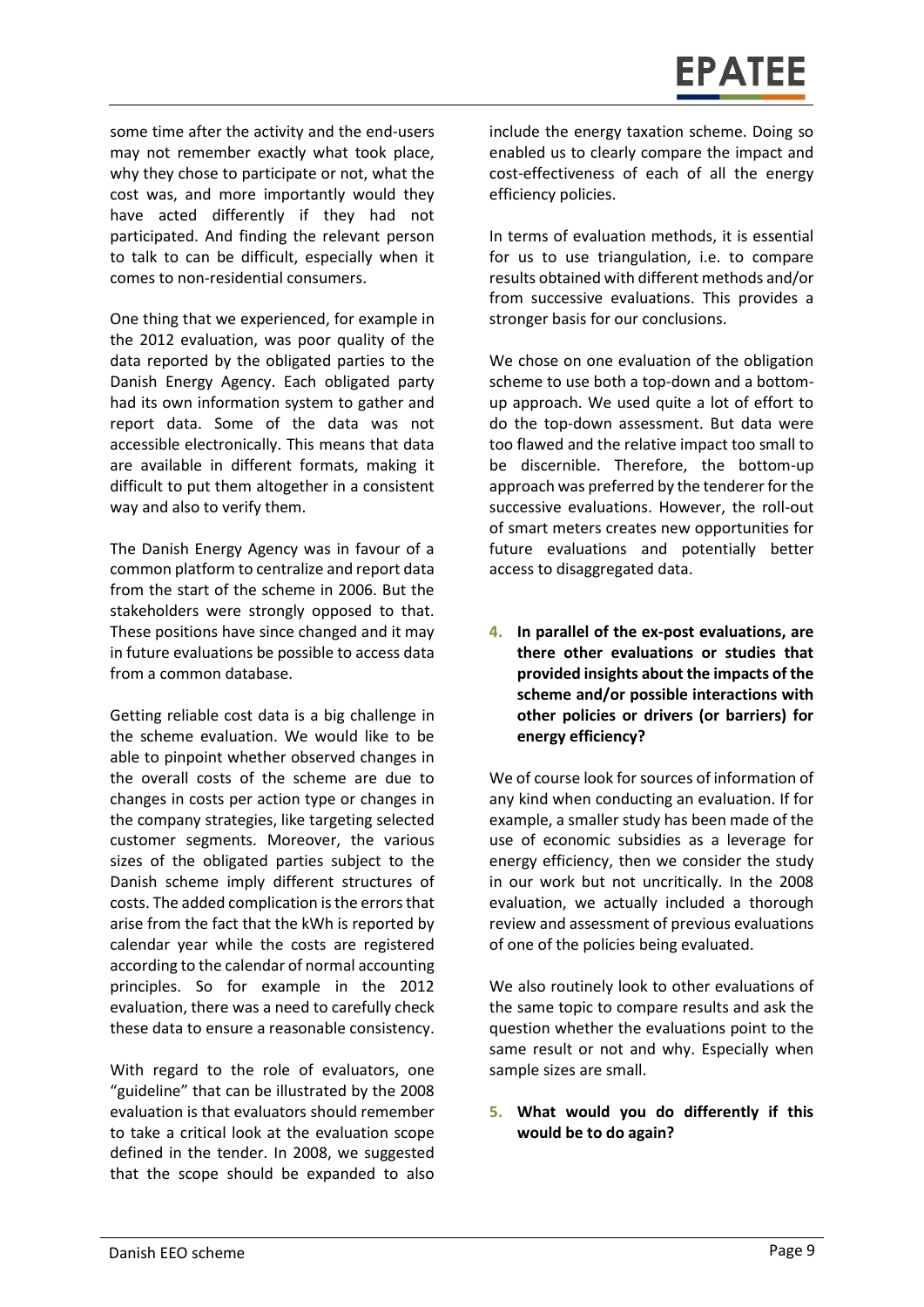some time after the activity and the end-users may not remember exactly what took place, why they chose to participate or not, what the cost was, and more importantly would they have acted differently if they had not participated. And finding the relevant person to talk to can be difficult, especially when it comes to non-residential consumers.

One thing that we experienced, for example in the 2012 evaluation, was poor quality of the data reported by the obligated parties to the Danish Energy Agency. Each obligated party had its own information system to gather and report data. Some of the data was not accessible electronically. This means that data are available in different formats, making it difficult to put them altogether in a consistent way and also to verify them.

The Danish Energy Agency was in favour of a common platform to centralize and report data from the start of the scheme in 2006. But the stakeholders were strongly opposed to that. These positions have since changed and it may in future evaluations be possible to access data from a common database.

Getting reliable cost data is a big challenge in the scheme evaluation. We would like to be able to pinpoint whether observed changes in the overall costs of the scheme are due to changes in costs per action type or changes in the company strategies, like targeting selected customer segments. Moreover, the various sizes of the obligated parties subject to the Danish scheme imply different structures of costs. The added complication is the errors that arise from the fact that the kWh is reported by calendar year while the costs are registered according to the calendar of normal accounting principles. So for example in the 2012 evaluation, there was a need to carefully check these data to ensure a reasonable consistency.

With regard to the role of evaluators, one "guideline" that can be illustrated by the 2008 evaluation is that evaluators should remember to take a critical look at the evaluation scope defined in the tender. In 2008, we suggested that the scope should be expanded to also include the energy taxation scheme. Doing so enabled us to clearly compare the impact and cost-effectiveness of each of all the energy efficiency policies.

In terms of evaluation methods, it is essential for us to use triangulation, i.e. to compare results obtained with different methods and/or from successive evaluations. This provides a stronger basis for our conclusions.

We chose on one evaluation of the obligation scheme to use both a top-down and a bottom-up approach. We used quite a lot of effort to do the top-down assessment. But data were too flawed and the relative impact too small to be discernible. Therefore, the bottom-up approach was preferred by the tenderer for the successive evaluations. However, the roll-out of smart meters creates new opportunities for future evaluations and potentially better access to disaggregated data.

**4. In parallel of the ex-post evaluations, are there other evaluations or studies that provided insights about the impacts of the scheme and/or possible interactions with other policies or drivers (or barriers) for energy efficiency?**

We of course look for sources of information of any kind when conducting an evaluation. If for example, a smaller study has been made of the use of economic subsidies as a leverage for energy efficiency, then we consider the study in our work but not uncritically. In the 2008 evaluation, we actually included a thorough review and assessment of previous evaluations of one of the policies being evaluated.

We also routinely look to other evaluations of the same topic to compare results and ask the question whether the evaluations point to the same result or not and why. Especially when sample sizes are small.

**5. What would you do differently if this would be to do again?**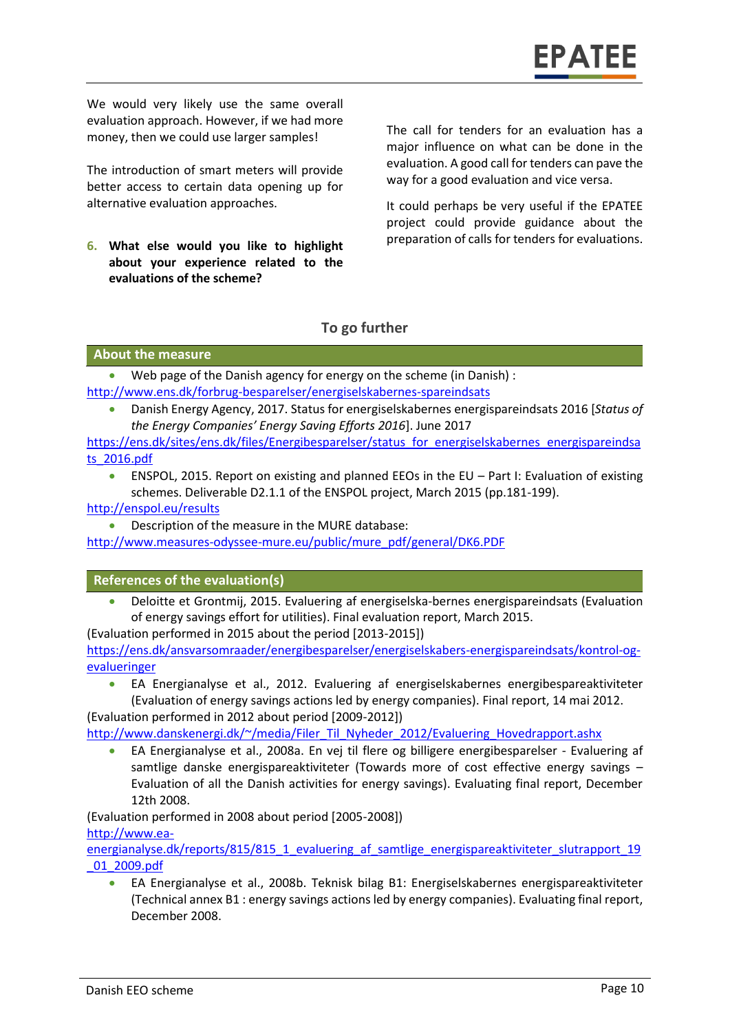We would very likely use the same overall evaluation approach. However, if we had more money, then we could use larger samples!

The introduction of smart meters will provide better access to certain data opening up for alternative evaluation approaches.

6. **What else would you like to highlight about your experience related to the evaluations of the scheme?**

The call for tenders for an evaluation has a major influence on what can be done in the evaluation. A good call for tenders can pave the way for a good evaluation and vice versa.

It could perhaps be very useful if the EPATEE project could provide guidance about the preparation of calls for tenders for evaluations.

## To go further

### About the measure

- Web page of the Danish agency for energy on the scheme (in Danish) :

http://www.ens.dk/forbrug-besparelser/energiselskabernes-spareindsats

- Danish Energy Agency, 2017. Status for energiselskabernes energispareindsats 2016 [*Status of the Energy Companies' Energy Saving Efforts 2016*]. June 2017

https://ens.dk/sites/ens.dk/files/Energibesparelser/status_for_energiselskabernes_energispareindsats_2016.pdf

- ENSPOL, 2015. Report on existing and planned EEOs in the EU – Part I: Evaluation of existing schemes. Deliverable D2.1.1 of the ENSPOL project, March 2015 (pp.181-199).

http://enspol.eu/results

- Description of the measure in the MURE database:

http://www.measures-odyssee-mure.eu/public/mure_pdf/general/DK6.PDF

### References of the evaluation(s)

- Deloitte et Grontmij, 2015. Evaluering af energiselska-bernes energispareindsats (Evaluation of energy savings effort for utilities). Final evaluation report, March 2015.

(Evaluation performed in 2015 about the period [2013-2015])

https://ens.dk/ansvarsomraader/energibesparelser/energiselskabers-energispareindsats/kontrol-og-evalueringer

- EA Energianalyse et al., 2012. Evaluering af energiselskabernes energibespareaktiviteter (Evaluation of energy savings actions led by energy companies). Final report, 14 mai 2012.

(Evaluation performed in 2012 about period [2009-2012])

http://www.danskenergi.dk/~/media/Filer_Til_Nyheder_2012/Evaluering_Hovedrapport.ashx

- EA Energianalyse et al., 2008a. En vej til flere og billigere energibesparelser - Evaluering af samtlige danske energispareaktiviteter (Towards more of cost effective energy savings – Evaluation of all the Danish activities for energy savings). Evaluating final report, December 12th 2008.

(Evaluation performed in 2008 about period [2005-2008])

http://www.ea-energianalyse.dk/reports/815/815_1_evaluering_af_samtlige_energispareaktiviteter_slutrapport_19_01_2009.pdf

- EA Energianalyse et al., 2008b. Teknisk bilag B1: Energiselskabernes energispareaktiviteter (Technical annex B1 : energy savings actions led by energy companies). Evaluating final report, December 2008.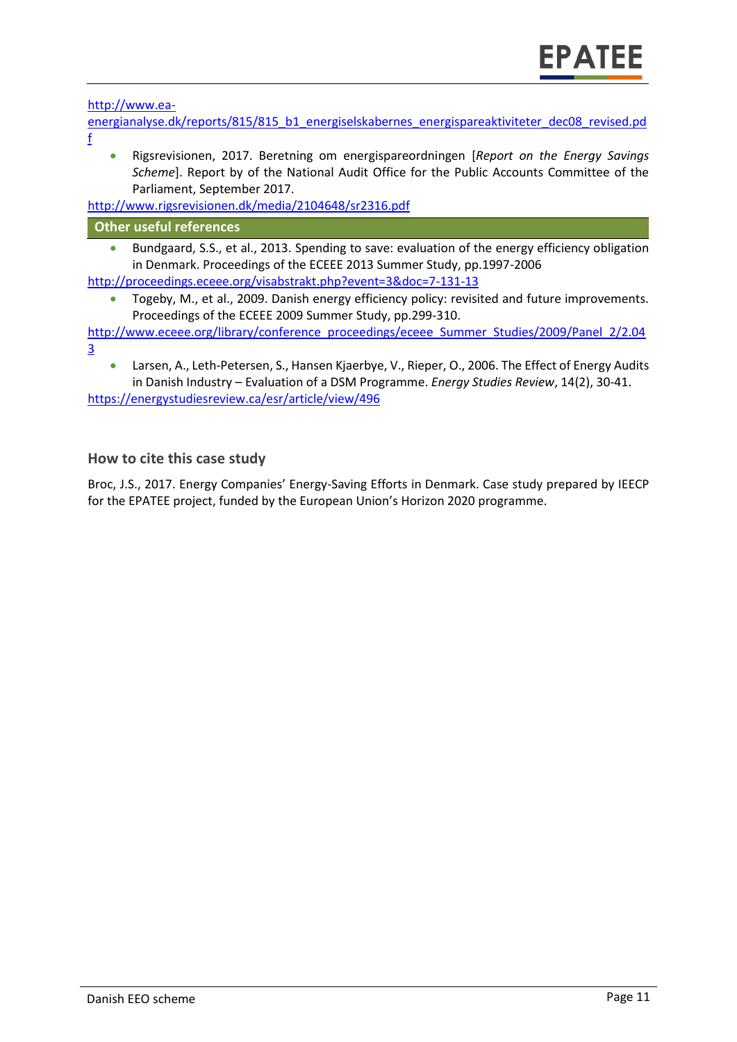http://www.ea-energianalyse.dk/reports/815/815_b1_energiselskabernes_energispareaktiviteter_dec08_revised.pdf

- Rigsrevisionen, 2017. Beretning om energispareordningen [*Report on the Energy Savings Scheme*]. Report by of the National Audit Office for the Public Accounts Committee of the Parliament, September 2017.

http://www.rigsrevisionen.dk/media/2104648/sr2316.pdf

### Other useful references

- Bundgaard, S.S., et al., 2013. Spending to save: evaluation of the energy efficiency obligation in Denmark. Proceedings of the ECEEE 2013 Summer Study, pp.1997-2006

http://proceedings.eceee.org/visabstrakt.php?event=3&doc=7-131-13

- Togeby, M., et al., 2009. Danish energy efficiency policy: revisited and future improvements. Proceedings of the ECEEE 2009 Summer Study, pp.299-310.

http://www.eceee.org/library/conference_proceedings/eceee_Summer_Studies/2009/Panel_2/2.043

- Larsen, A., Leth-Petersen, S., Hansen Kjaerbye, V., Rieper, O., 2006. The Effect of Energy Audits in Danish Industry – Evaluation of a DSM Programme. *Energy Studies Review*, 14(2), 30-41.

https://energystudiesreview.ca/esr/article/view/496

## How to cite this case study

Broc, J.S., 2017. Energy Companies' Energy-Saving Efforts in Denmark. Case study prepared by IEECP for the EPATEE project, funded by the European Union's Horizon 2020 programme.